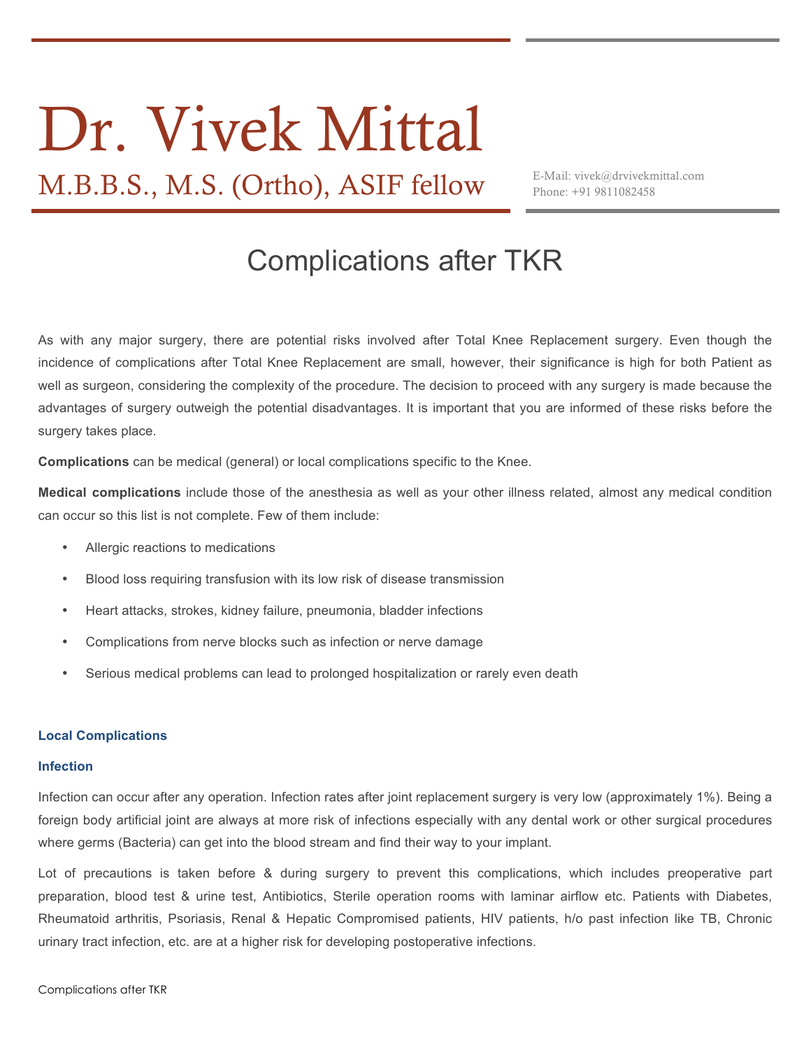# Dr. Vivek Mittal

## M.B.B.S., M.S. (Ortho), ASIF fellow

E-Mail: vivek@drvivekmittal.com
Phone: +91 9811082458

# Complications after TKR

As with any major surgery, there are potential risks involved after Total Knee Replacement surgery. Even though the incidence of complications after Total Knee Replacement are small, however, their significance is high for both Patient as well as surgeon, considering the complexity of the procedure. The decision to proceed with any surgery is made because the advantages of surgery outweigh the potential disadvantages. It is important that you are informed of these risks before the surgery takes place.

**Complications** can be medical (general) or local complications specific to the Knee.

**Medical complications** include those of the anesthesia as well as your other illness related, almost any medical condition can occur so this list is not complete. Few of them include:

- Allergic reactions to medications
- Blood loss requiring transfusion with its low risk of disease transmission
- Heart attacks, strokes, kidney failure, pneumonia, bladder infections
- Complications from nerve blocks such as infection or nerve damage
- Serious medical problems can lead to prolonged hospitalization or rarely even death

### Local Complications

#### Infection

Infection can occur after any operation. Infection rates after joint replacement surgery is very low (approximately 1%). Being a foreign body artificial joint are always at more risk of infections especially with any dental work or other surgical procedures where germs (Bacteria) can get into the blood stream and find their way to your implant.

Lot of precautions is taken before & during surgery to prevent this complications, which includes preoperative part preparation, blood test & urine test, Antibiotics, Sterile operation rooms with laminar airflow etc. Patients with Diabetes, Rheumatoid arthritis, Psoriasis, Renal & Hepatic Compromised patients, HIV patients, h/o past infection like TB, Chronic urinary tract infection, etc. are at a higher risk for developing postoperative infections.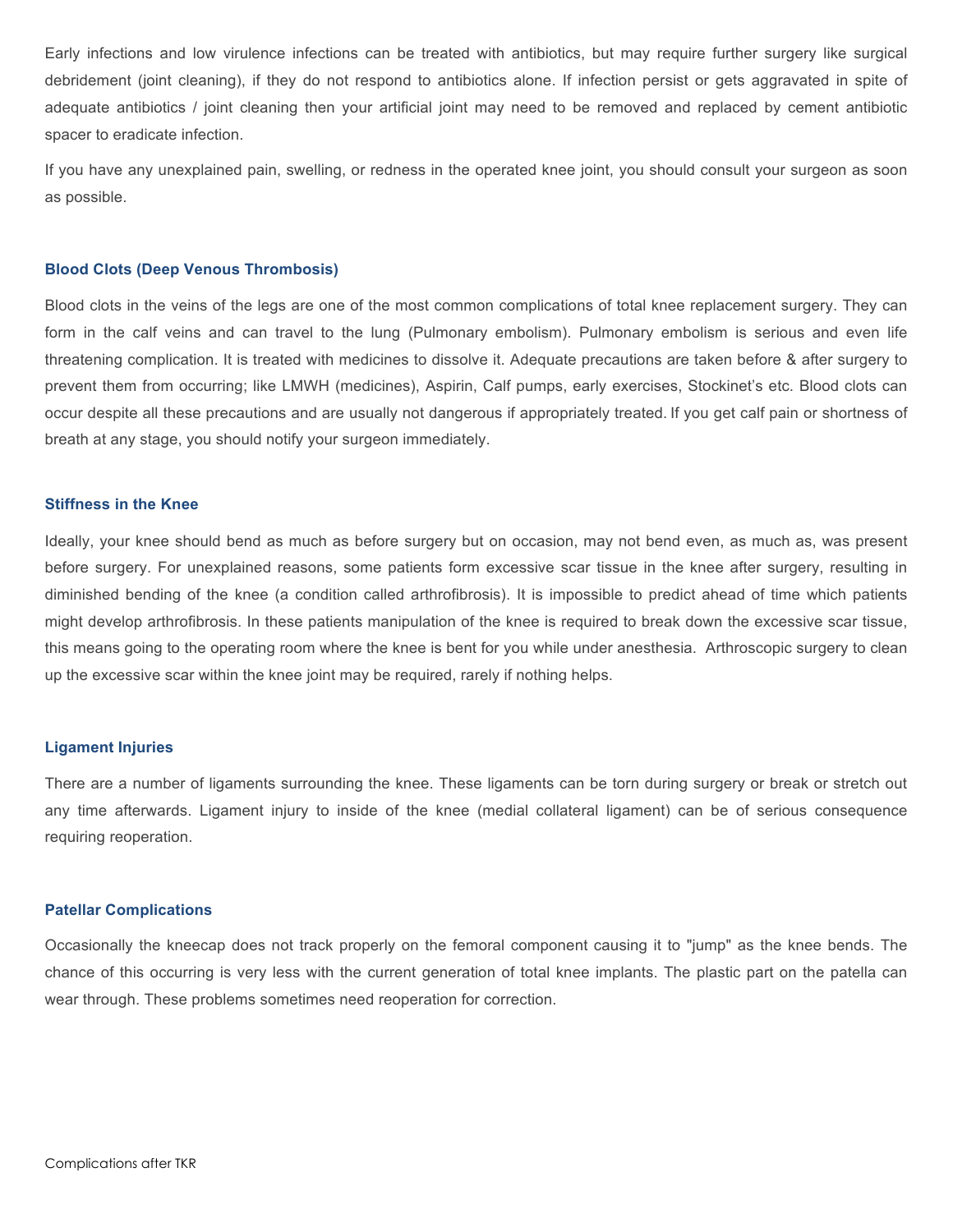Early infections and low virulence infections can be treated with antibiotics, but may require further surgery like surgical debridement (joint cleaning), if they do not respond to antibiotics alone. If infection persist or gets aggravated in spite of adequate antibiotics / joint cleaning then your artificial joint may need to be removed and replaced by cement antibiotic spacer to eradicate infection.

If you have any unexplained pain, swelling, or redness in the operated knee joint, you should consult your surgeon as soon as possible.

### Blood Clots (Deep Venous Thrombosis)

Blood clots in the veins of the legs are one of the most common complications of total knee replacement surgery. They can form in the calf veins and can travel to the lung (Pulmonary embolism). Pulmonary embolism is serious and even life threatening complication. It is treated with medicines to dissolve it. Adequate precautions are taken before & after surgery to prevent them from occurring; like LMWH (medicines), Aspirin, Calf pumps, early exercises, Stockinet's etc. Blood clots can occur despite all these precautions and are usually not dangerous if appropriately treated. If you get calf pain or shortness of breath at any stage, you should notify your surgeon immediately.

### Stiffness in the Knee

Ideally, your knee should bend as much as before surgery but on occasion, may not bend even, as much as, was present before surgery. For unexplained reasons, some patients form excessive scar tissue in the knee after surgery, resulting in diminished bending of the knee (a condition called arthrofibrosis). It is impossible to predict ahead of time which patients might develop arthrofibrosis. In these patients manipulation of the knee is required to break down the excessive scar tissue, this means going to the operating room where the knee is bent for you while under anesthesia. Arthroscopic surgery to clean up the excessive scar within the knee joint may be required, rarely if nothing helps.

### Ligament Injuries

There are a number of ligaments surrounding the knee. These ligaments can be torn during surgery or break or stretch out any time afterwards. Ligament injury to inside of the knee (medial collateral ligament) can be of serious consequence requiring reoperation.

### Patellar Complications

Occasionally the kneecap does not track properly on the femoral component causing it to "jump" as the knee bends. The chance of this occurring is very less with the current generation of total knee implants. The plastic part on the patella can wear through. These problems sometimes need reoperation for correction.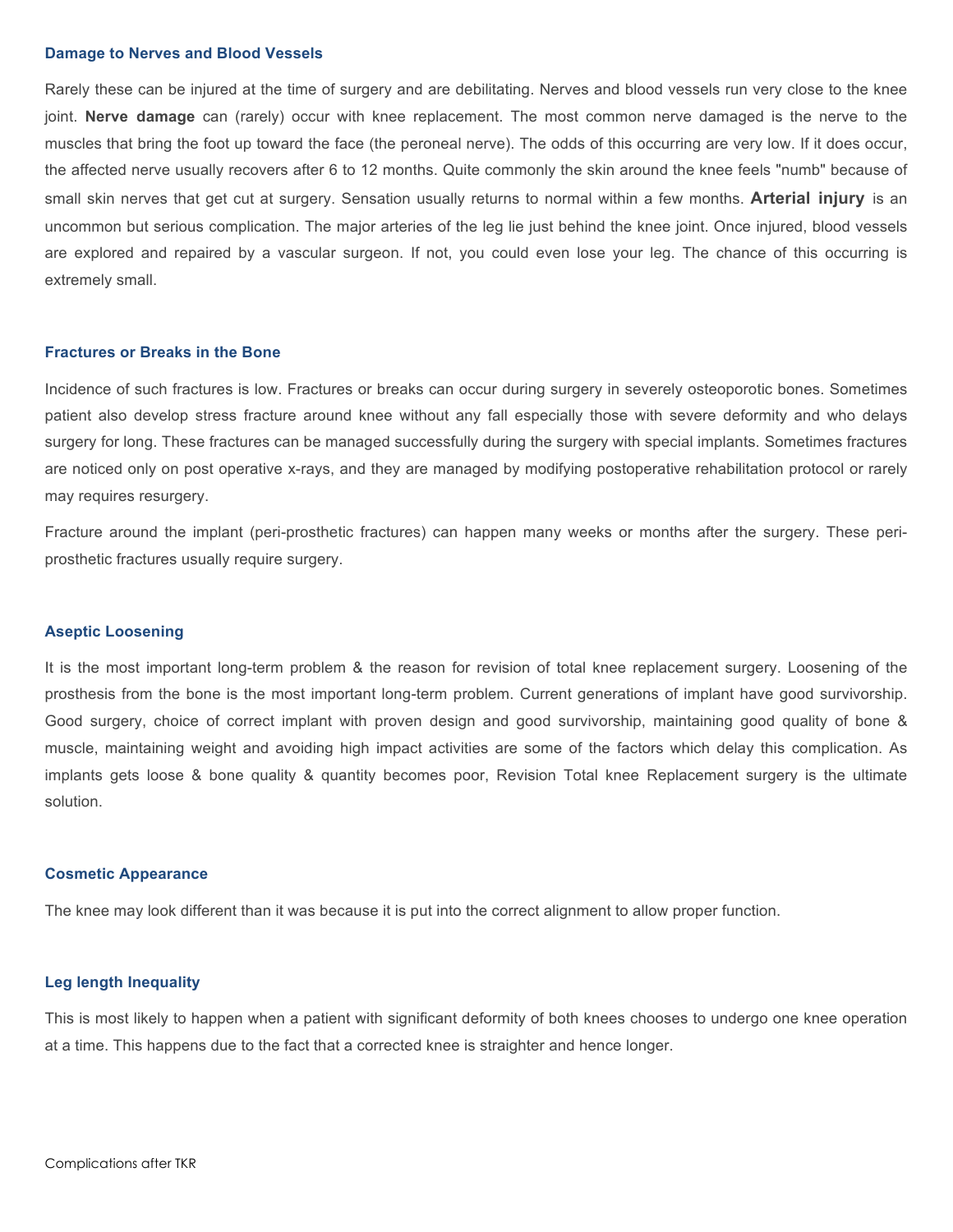### Damage to Nerves and Blood Vessels

Rarely these can be injured at the time of surgery and are debilitating. Nerves and blood vessels run very close to the knee joint. **Nerve damage** can (rarely) occur with knee replacement. The most common nerve damaged is the nerve to the muscles that bring the foot up toward the face (the peroneal nerve). The odds of this occurring are very low. If it does occur, the affected nerve usually recovers after 6 to 12 months. Quite commonly the skin around the knee feels "numb" because of small skin nerves that get cut at surgery. Sensation usually returns to normal within a few months. **Arterial injury** is an uncommon but serious complication. The major arteries of the leg lie just behind the knee joint. Once injured, blood vessels are explored and repaired by a vascular surgeon. If not, you could even lose your leg. The chance of this occurring is extremely small.

### Fractures or Breaks in the Bone

Incidence of such fractures is low. Fractures or breaks can occur during surgery in severely osteoporotic bones. Sometimes patient also develop stress fracture around knee without any fall especially those with severe deformity and who delays surgery for long. These fractures can be managed successfully during the surgery with special implants. Sometimes fractures are noticed only on post operative x-rays, and they are managed by modifying postoperative rehabilitation protocol or rarely may requires resurgery.

Fracture around the implant (peri-prosthetic fractures) can happen many weeks or months after the surgery. These peri-prosthetic fractures usually require surgery.

### Aseptic Loosening

It is the most important long-term problem & the reason for revision of total knee replacement surgery. Loosening of the prosthesis from the bone is the most important long-term problem. Current generations of implant have good survivorship. Good surgery, choice of correct implant with proven design and good survivorship, maintaining good quality of bone & muscle, maintaining weight and avoiding high impact activities are some of the factors which delay this complication. As implants gets loose & bone quality & quantity becomes poor, Revision Total knee Replacement surgery is the ultimate solution.

### Cosmetic Appearance

The knee may look different than it was because it is put into the correct alignment to allow proper function.

### Leg length Inequality

This is most likely to happen when a patient with significant deformity of both knees chooses to undergo one knee operation at a time. This happens due to the fact that a corrected knee is straighter and hence longer.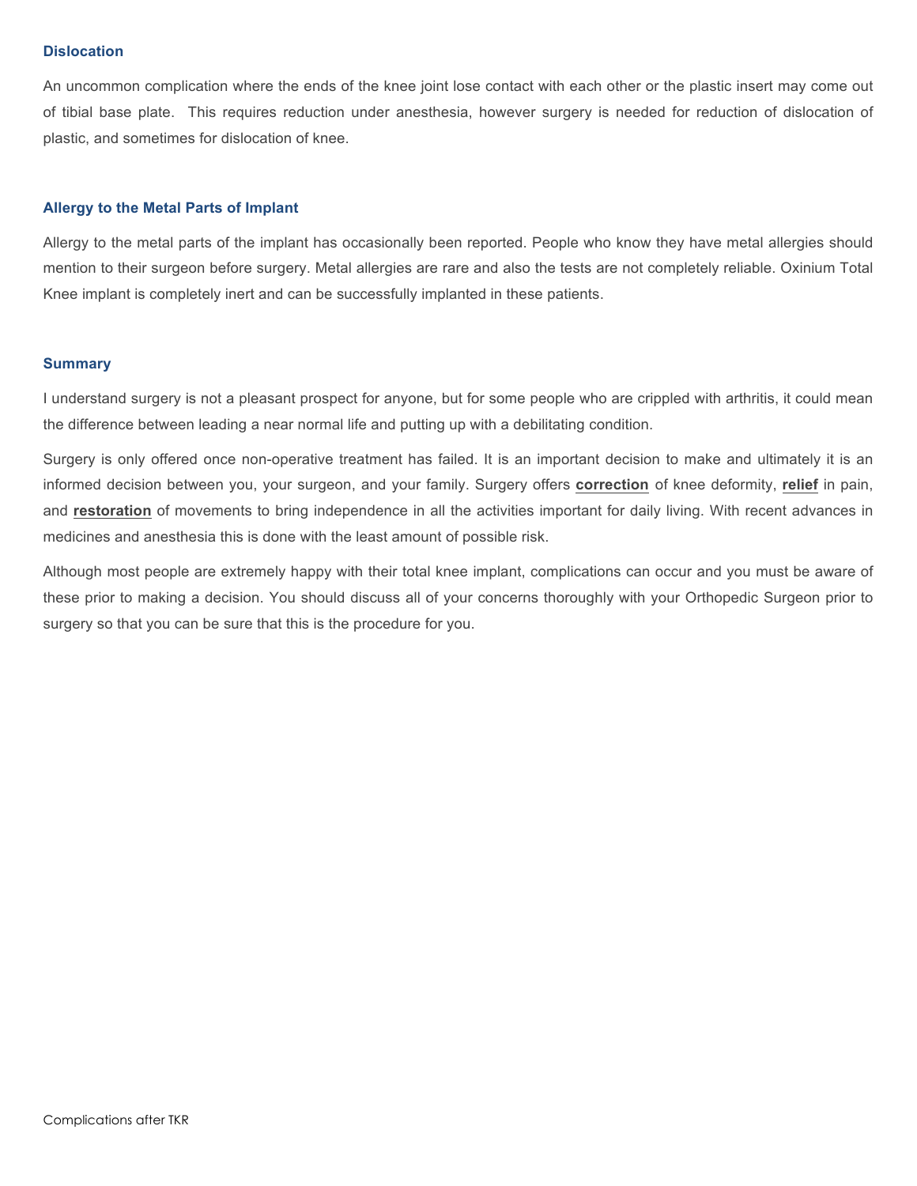### Dislocation

An uncommon complication where the ends of the knee joint lose contact with each other or the plastic insert may come out of tibial base plate. This requires reduction under anesthesia, however surgery is needed for reduction of dislocation of plastic, and sometimes for dislocation of knee.

### Allergy to the Metal Parts of Implant

Allergy to the metal parts of the implant has occasionally been reported. People who know they have metal allergies should mention to their surgeon before surgery. Metal allergies are rare and also the tests are not completely reliable. Oxinium Total Knee implant is completely inert and can be successfully implanted in these patients.

### Summary

I understand surgery is not a pleasant prospect for anyone, but for some people who are crippled with arthritis, it could mean the difference between leading a near normal life and putting up with a debilitating condition.

Surgery is only offered once non-operative treatment has failed. It is an important decision to make and ultimately it is an informed decision between you, your surgeon, and your family. Surgery offers **correction** of knee deformity, **relief** in pain, and **restoration** of movements to bring independence in all the activities important for daily living. With recent advances in medicines and anesthesia this is done with the least amount of possible risk.

Although most people are extremely happy with their total knee implant, complications can occur and you must be aware of these prior to making a decision. You should discuss all of your concerns thoroughly with your Orthopedic Surgeon prior to surgery so that you can be sure that this is the procedure for you.